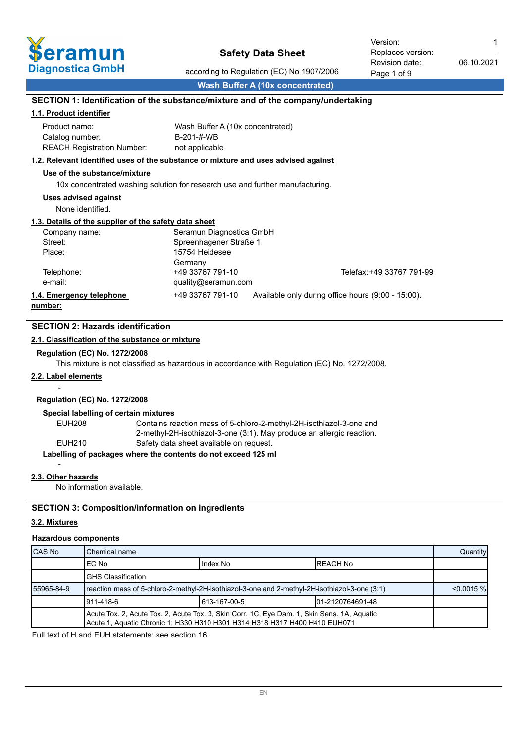# Safety Data Sheet

according to Regulation (EC) No 1907/2006

Version: 1
Replaces version: -
Revision date: 06.10.2021

**Wash Buffer A (10x concentrated)**

## SECTION 1: Identification of the substance/mixture and of the company/undertaking

### 1.1. Product identifier

Product name: Wash Buffer A (10x concentrated)
Catalog number: B-201-#-WB
REACH Registration Number: not applicable

### 1.2. Relevant identified uses of the substance or mixture and uses advised against

**Use of the substance/mixture**

10x concentrated washing solution for research use and further manufacturing.

**Uses advised against**

None identified.

### 1.3. Details of the supplier of the safety data sheet

Company name: Seramun Diagnostica GmbH
Street: Spreenhagener Straße 1
Place: 15754 Heidesee
Germany
Telephone: +49 33767 791-10 Telefax: +49 33767 791-99
e-mail: quality@seramun.com

### 1.4. Emergency telephone number:

+49 33767 791-10 Available only during office hours (9:00 - 15:00).

## SECTION 2: Hazards identification

### 2.1. Classification of the substance or mixture

**Regulation (EC) No. 1272/2008**

This mixture is not classified as hazardous in accordance with Regulation (EC) No. 1272/2008.

### 2.2. Label elements

-

**Regulation (EC) No. 1272/2008**

**Special labelling of certain mixtures**

EUH208 Contains reaction mass of 5-chloro-2-methyl-2H-isothiazol-3-one and 2-methyl-2H-isothiazol-3-one (3:1). May produce an allergic reaction.
EUH210 Safety data sheet available on request.

**Labelling of packages where the contents do not exceed 125 ml**

-

### 2.3. Other hazards

No information available.

## SECTION 3: Composition/information on ingredients

### 3.2. Mixtures

**Hazardous components**

| CAS No | Chemical name | | | Quantity |
|---|---|---|---|---|
| | EC No | Index No | REACH No | |
| | GHS Classification | | | |
| 55965-84-9 | reaction mass of 5-chloro-2-methyl-2H-isothiazol-3-one and 2-methyl-2H-isothiazol-3-one (3:1) | | | <0.0015 % |
| | 911-418-6 | 613-167-00-5 | 01-2120764691-48 | |
| | Acute Tox. 2, Acute Tox. 2, Acute Tox. 3, Skin Corr. 1C, Eye Dam. 1, Skin Sens. 1A, Aquatic Acute 1, Aquatic Chronic 1; H330 H310 H301 H314 H318 H317 H400 H410 EUH071 | | | |

Full text of H and EUH statements: see section 16.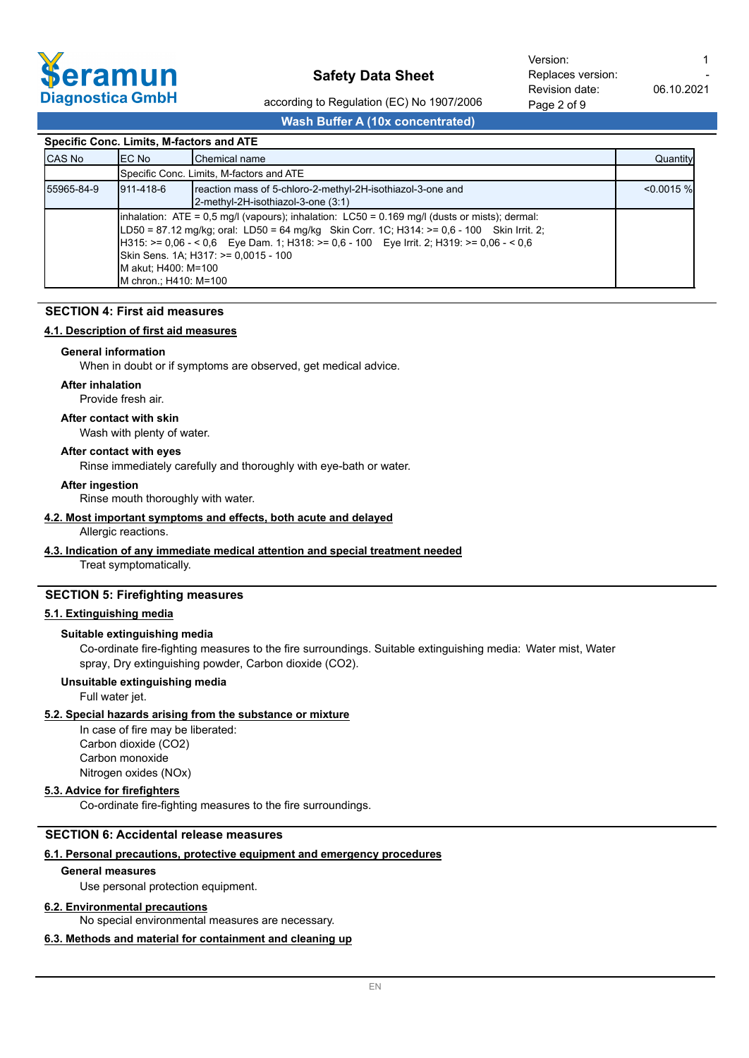**Specific Conc. Limits, M-factors and ATE**

| CAS No | EC No | Chemical name | Quantity |
|---|---|---|---|
| | Specific Conc. Limits, M-factors and ATE | | |
| 55965-84-9 | 911-418-6 | reaction mass of 5-chloro-2-methyl-2H-isothiazol-3-one and 2-methyl-2H-isothiazol-3-one (3:1) | <0.0015 % |
| | inhalation: ATE = 0,5 mg/l (vapours); inhalation: LC50 = 0.169 mg/l (dusts or mists); dermal: LD50 = 87.12 mg/kg; oral: LD50 = 64 mg/kg Skin Corr. 1C; H314: >= 0,6 - 100 Skin Irrit. 2; H315: >= 0,06 - < 0,6 Eye Dam. 1; H318: >= 0,6 - 100 Eye Irrit. 2; H319: >= 0,06 - < 0,6 Skin Sens. 1A; H317: >= 0,0015 - 100 M akut; H400: M=100 M chron.; H410: M=100 | | |

## SECTION 4: First aid measures

### 4.1. Description of first aid measures

**General information**

When in doubt or if symptoms are observed, get medical advice.

**After inhalation**

Provide fresh air.

**After contact with skin**

Wash with plenty of water.

**After contact with eyes**

Rinse immediately carefully and thoroughly with eye-bath or water.

**After ingestion**

Rinse mouth thoroughly with water.

### 4.2. Most important symptoms and effects, both acute and delayed

Allergic reactions.

### 4.3. Indication of any immediate medical attention and special treatment needed

Treat symptomatically.

## SECTION 5: Firefighting measures

### 5.1. Extinguishing media

**Suitable extinguishing media**

Co-ordinate fire-fighting measures to the fire surroundings. Suitable extinguishing media: Water mist, Water spray, Dry extinguishing powder, Carbon dioxide ($CO_2$).

**Unsuitable extinguishing media**

Full water jet.

### 5.2. Special hazards arising from the substance or mixture

In case of fire may be liberated:
Carbon dioxide ($CO_2$)
Carbon monoxide
Nitrogen oxides ($NO_x$)

### 5.3. Advice for firefighters

Co-ordinate fire-fighting measures to the fire surroundings.

## SECTION 6: Accidental release measures

### 6.1. Personal precautions, protective equipment and emergency procedures

**General measures**

Use personal protection equipment.

### 6.2. Environmental precautions

No special environmental measures are necessary.

### 6.3. Methods and material for containment and cleaning up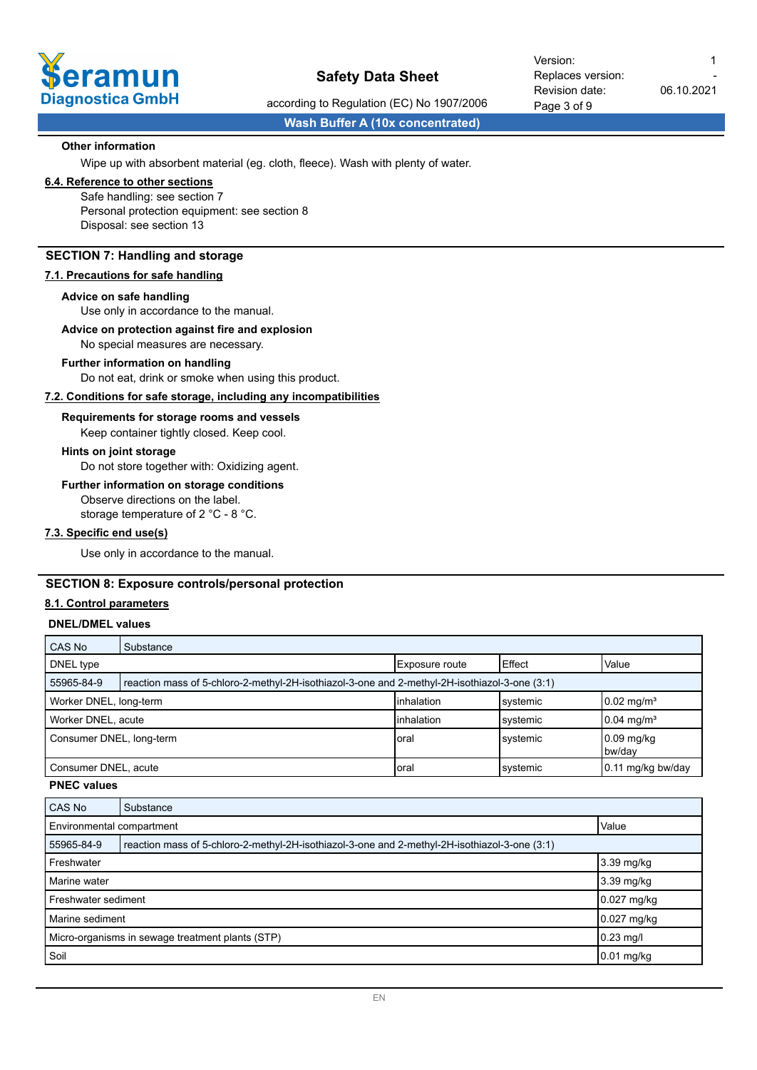**Other information**

Wipe up with absorbent material (eg. cloth, fleece). Wash with plenty of water.

**6.4. Reference to other sections**

Safe handling: see section 7
Personal protection equipment: see section 8
Disposal: see section 13

## SECTION 7: Handling and storage

**7.1. Precautions for safe handling**

**Advice on safe handling**

Use only in accordance to the manual.

**Advice on protection against fire and explosion**

No special measures are necessary.

**Further information on handling**

Do not eat, drink or smoke when using this product.

**7.2. Conditions for safe storage, including any incompatibilities**

**Requirements for storage rooms and vessels**

Keep container tightly closed. Keep cool.

**Hints on joint storage**

Do not store together with: Oxidizing agent.

**Further information on storage conditions**

Observe directions on the label.
storage temperature of 2 °C - 8 °C.

**7.3. Specific end use(s)**

Use only in accordance to the manual.

## SECTION 8: Exposure controls/personal protection

**8.1. Control parameters**

**DNEL/DMEL values**

| CAS No | Substance | | | |
|---|---|---|---|---|
| DNEL type | | Exposure route | Effect | Value |
| 55965-84-9 | reaction mass of 5-chloro-2-methyl-2H-isothiazol-3-one and 2-methyl-2H-isothiazol-3-one (3:1) | | | |
| Worker DNEL, long-term | | inhalation | systemic | 0.02 mg/m³ |
| Worker DNEL, acute | | inhalation | systemic | 0.04 mg/m³ |
| Consumer DNEL, long-term | | oral | systemic | 0.09 mg/kg bw/day |
| Consumer DNEL, acute | | oral | systemic | 0.11 mg/kg bw/day |

**PNEC values**

| CAS No | Substance | |
|---|---|---|
| Environmental compartment | | Value |
| 55965-84-9 | reaction mass of 5-chloro-2-methyl-2H-isothiazol-3-one and 2-methyl-2H-isothiazol-3-one (3:1) | |
| Freshwater | | 3.39 mg/kg |
| Marine water | | 3.39 mg/kg |
| Freshwater sediment | | 0.027 mg/kg |
| Marine sediment | | 0.027 mg/kg |
| Micro-organisms in sewage treatment plants (STP) | | 0.23 mg/l |
| Soil | | 0.01 mg/kg |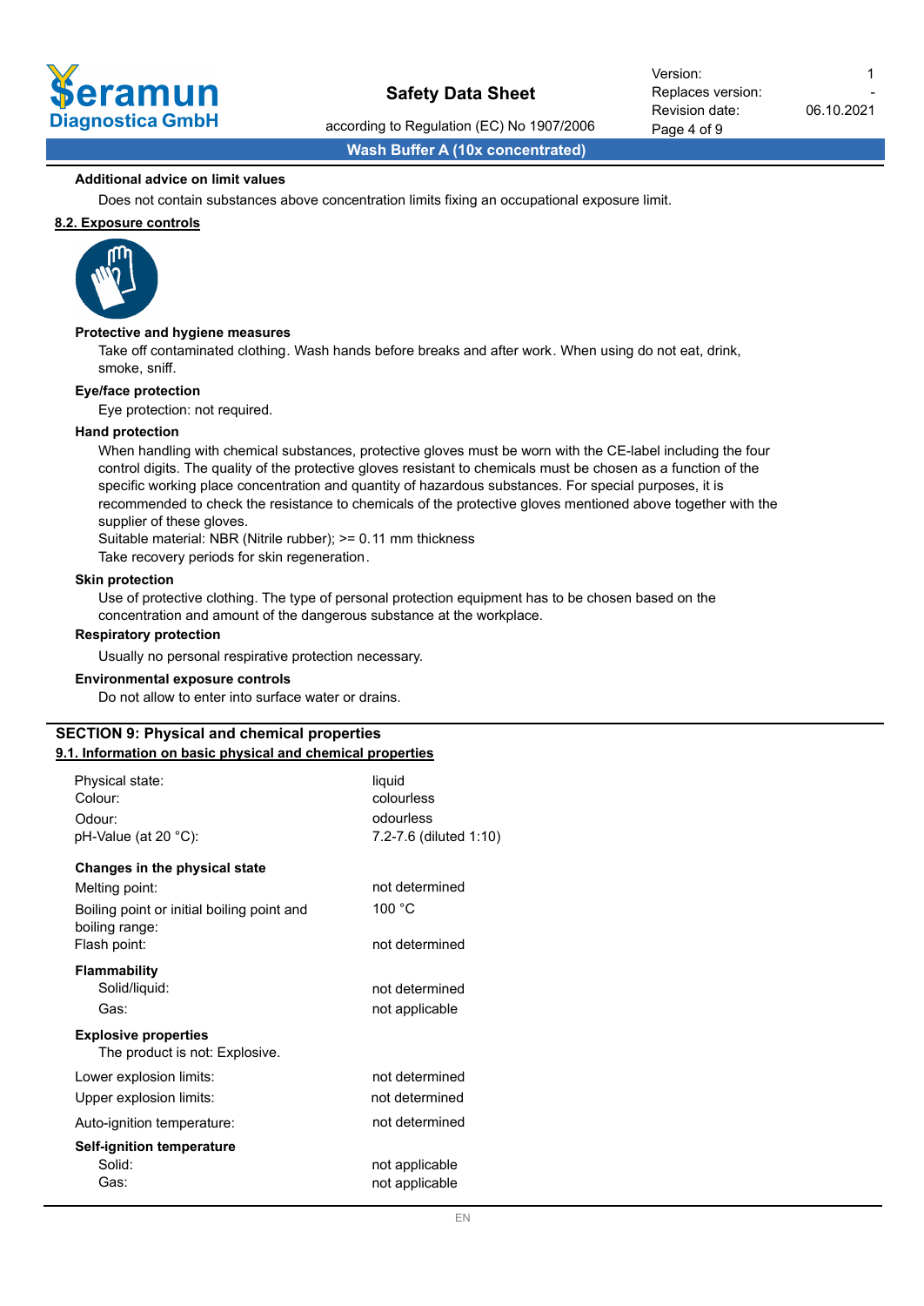**Additional advice on limit values**

Does not contain substances above concentration limits fixing an occupational exposure limit.

**8.2. Exposure controls**

**Protective and hygiene measures**

Take off contaminated clothing. Wash hands before breaks and after work. When using do not eat, drink, smoke, sniff.

**Eye/face protection**

Eye protection: not required.

**Hand protection**

When handling with chemical substances, protective gloves must be worn with the CE-label including the four control digits. The quality of the protective gloves resistant to chemicals must be chosen as a function of the specific working place concentration and quantity of hazardous substances. For special purposes, it is recommended to check the resistance to chemicals of the protective gloves mentioned above together with the supplier of these gloves.
Suitable material: NBR (Nitrile rubber); >= 0.11 mm thickness
Take recovery periods for skin regeneration.

**Skin protection**

Use of protective clothing. The type of personal protection equipment has to be chosen based on the concentration and amount of the dangerous substance at the workplace.

**Respiratory protection**

Usually no personal respirative protection necessary.

**Environmental exposure controls**

Do not allow to enter into surface water or drains.

## SECTION 9: Physical and chemical properties

**9.1. Information on basic physical and chemical properties**

| | |
|---|---|
| Physical state: | liquid |
| Colour: | colourless |
| Odour: | odourless |
| pH-Value (at 20 °C): | 7.2-7.6 (diluted 1:10) |

**Changes in the physical state**

| | |
|---|---|
| Melting point: | not determined |
| Boiling point or initial boiling point and boiling range: | 100 °C |
| Flash point: | not determined |

**Flammability**

| | |
|---|---|
| Solid/liquid: | not determined |
| Gas: | not applicable |

**Explosive properties**

The product is not: Explosive.

| | |
|---|---|
| Lower explosion limits: | not determined |
| Upper explosion limits: | not determined |
| Auto-ignition temperature: | not determined |

**Self-ignition temperature**

| | |
|---|---|
| Solid: | not applicable |
| Gas: | not applicable |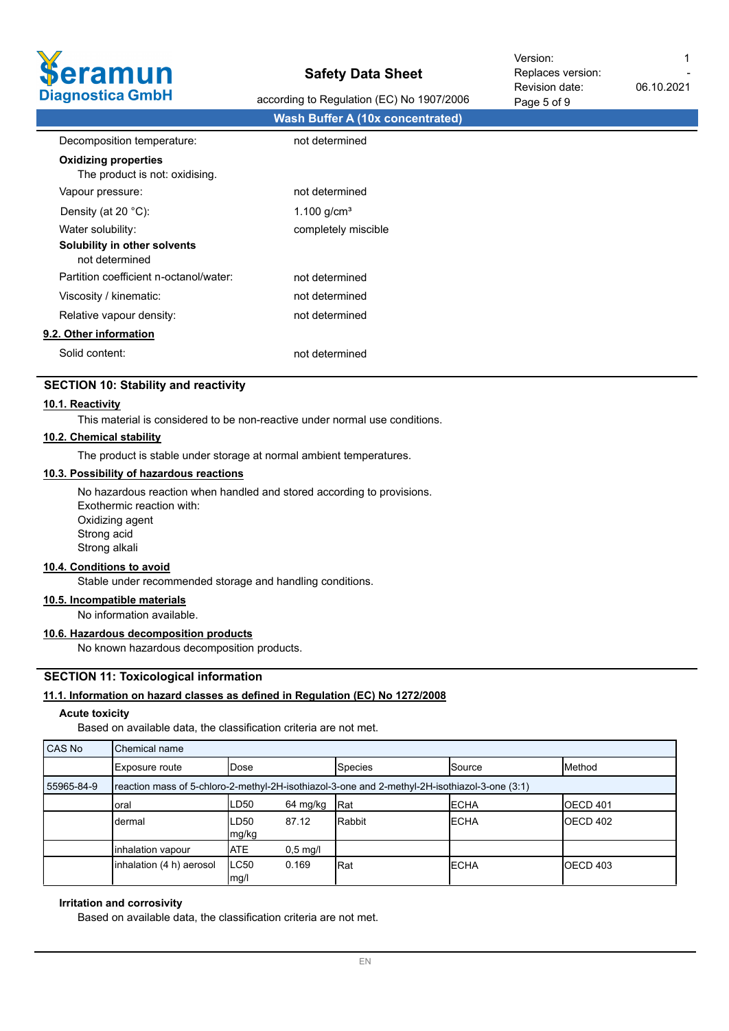| | |
|---|---|
| Decomposition temperature: | not determined |

**Oxidizing properties**

The product is not: oxidising.

| | |
|---|---|
| Vapour pressure: | not determined |
| Density (at 20 °C): | 1.100 g/cm³ |
| Water solubility: | completely miscible |

**Solubility in other solvents**

not determined

| | |
|---|---|
| Partition coefficient n-octanol/water: | not determined |
| Viscosity / kinematic: | not determined |
| Relative vapour density: | not determined |

**9.2. Other information**

| | |
|---|---|
| Solid content: | not determined |

## SECTION 10: Stability and reactivity

**10.1. Reactivity**

This material is considered to be non-reactive under normal use conditions.

**10.2. Chemical stability**

The product is stable under storage at normal ambient temperatures.

**10.3. Possibility of hazardous reactions**

No hazardous reaction when handled and stored according to provisions.
Exothermic reaction with:
Oxidizing agent
Strong acid
Strong alkali

**10.4. Conditions to avoid**

Stable under recommended storage and handling conditions.

**10.5. Incompatible materials**

No information available.

**10.6. Hazardous decomposition products**

No known hazardous decomposition products.

## SECTION 11: Toxicological information

**11.1. Information on hazard classes as defined in Regulation (EC) No 1272/2008**

**Acute toxicity**

Based on available data, the classification criteria are not met.

| CAS No | Chemical name | | | | | |
|---|---|---|---|---|---|---|
| | Exposure route | Dose | | Species | Source | Method |
| 55965-84-9 | reaction mass of 5-chloro-2-methyl-2H-isothiazol-3-one and 2-methyl-2H-isothiazol-3-one (3:1) | | | | | |
| | oral | LD50 | 64 mg/kg | Rat | ECHA | OECD 401 |
| | dermal | LD50 mg/kg | 87.12 | Rabbit | ECHA | OECD 402 |
| | inhalation vapour | ATE | 0,5 mg/l | | | |
| | inhalation (4 h) aerosol | LC50 mg/l | 0.169 | Rat | ECHA | OECD 403 |

**Irritation and corrosivity**

Based on available data, the classification criteria are not met.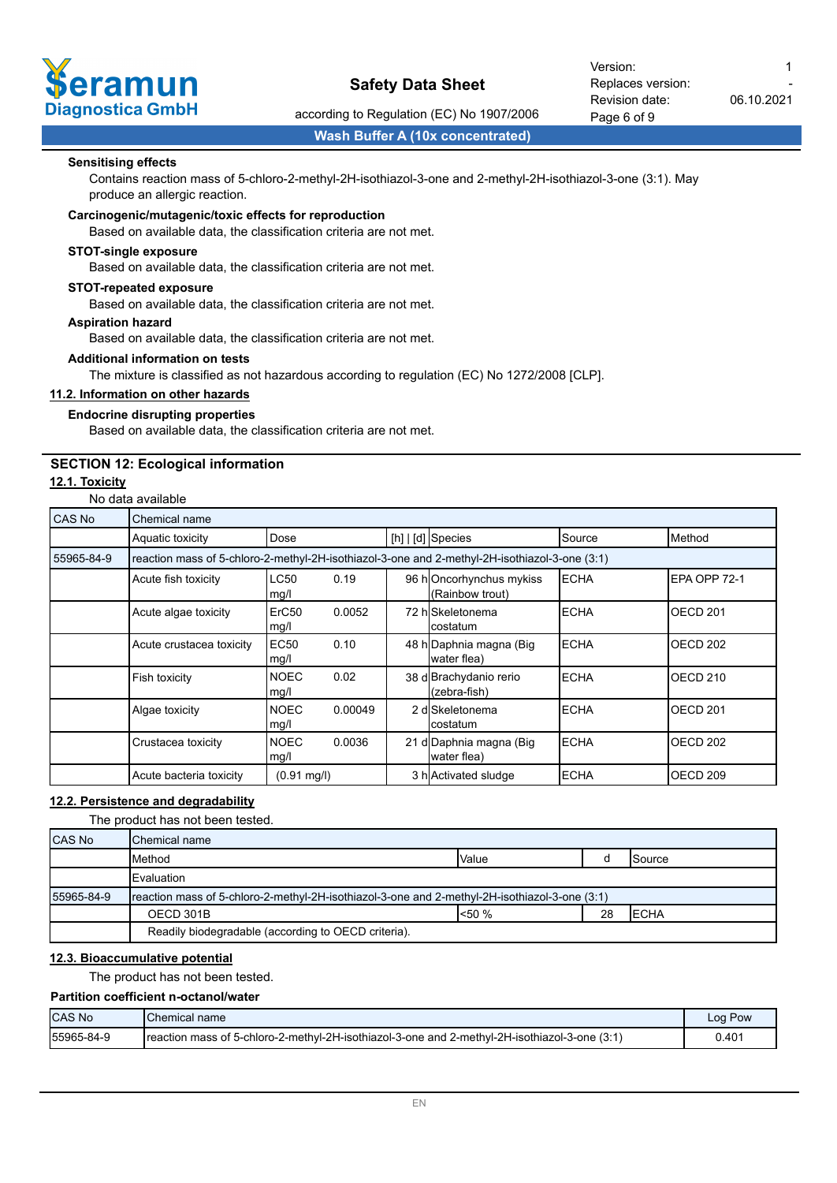**Sensitising effects**

Contains reaction mass of 5-chloro-2-methyl-2H-isothiazol-3-one and 2-methyl-2H-isothiazol-3-one (3:1). May produce an allergic reaction.

**Carcinogenic/mutagenic/toxic effects for reproduction**

Based on available data, the classification criteria are not met.

**STOT-single exposure**

Based on available data, the classification criteria are not met.

**STOT-repeated exposure**

Based on available data, the classification criteria are not met.

**Aspiration hazard**

Based on available data, the classification criteria are not met.

**Additional information on tests**

The mixture is classified as not hazardous according to regulation (EC) No 1272/2008 [CLP].

**11.2. Information on other hazards**

**Endocrine disrupting properties**

Based on available data, the classification criteria are not met.

## SECTION 12: Ecological information

**12.1. Toxicity**

No data available

| CAS No | Chemical name | | | | | | |
|---|---|---|---|---|---|---|---|
| | Aquatic toxicity | Dose | | [h] \| [d] | Species | Source | Method |
| 55965-84-9 | reaction mass of 5-chloro-2-methyl-2H-isothiazol-3-one and 2-methyl-2H-isothiazol-3-one (3:1) | | | | | | |
| | Acute fish toxicity | LC50 mg/l | 0.19 | 96 h | Oncorhynchus mykiss (Rainbow trout) | ECHA | EPA OPP 72-1 |
| | Acute algae toxicity | ErC50 mg/l | 0.0052 | 72 h | Skeletonema costatum | ECHA | OECD 201 |
| | Acute crustacea toxicity | EC50 mg/l | 0.10 | 48 h | Daphnia magna (Big water flea) | ECHA | OECD 202 |
| | Fish toxicity | NOEC mg/l | 0.02 | 38 d | Brachydanio rerio (zebra-fish) | ECHA | OECD 210 |
| | Algae toxicity | NOEC mg/l | 0.00049 | 2 d | Skeletonema costatum | ECHA | OECD 201 |
| | Crustacea toxicity | NOEC mg/l | 0.0036 | 21 d | Daphnia magna (Big water flea) | ECHA | OECD 202 |
| | Acute bacteria toxicity | (0.91 mg/l) | | 3 h | Activated sludge | ECHA | OECD 209 |

**12.2. Persistence and degradability**

The product has not been tested.

| CAS No | Chemical name | | | |
|---|---|---|---|---|
| | Method | Value | d | Source |
| | Evaluation | | | |
| 55965-84-9 | reaction mass of 5-chloro-2-methyl-2H-isothiazol-3-one and 2-methyl-2H-isothiazol-3-one (3:1) | | | |
| | OECD 301B | <50 % | 28 | ECHA |
| | Readily biodegradable (according to OECD criteria). | | | |

**12.3. Bioaccumulative potential**

The product has not been tested.

**Partition coefficient n-octanol/water**

| CAS No | Chemical name | Log Pow |
|---|---|---|
| 55965-84-9 | reaction mass of 5-chloro-2-methyl-2H-isothiazol-3-one and 2-methyl-2H-isothiazol-3-one (3:1) | 0.401 |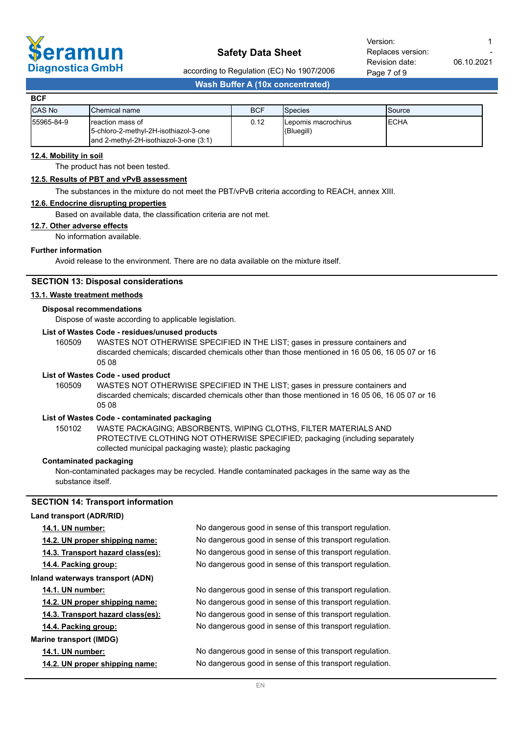**BCF**

| CAS No | Chemical name | BCF | Species | Source |
|---|---|---|---|---|
| 55965-84-9 | reaction mass of 5-chloro-2-methyl-2H-isothiazol-3-one and 2-methyl-2H-isothiazol-3-one (3:1) | 0.12 | Lepomis macrochirus (Bluegill) | ECHA |

### 12.4. Mobility in soil

The product has not been tested.

### 12.5. Results of PBT and vPvB assessment

The substances in the mixture do not meet the PBT/vPvB criteria according to REACH, annex XIII.

### 12.6. Endocrine disrupting properties

Based on available data, the classification criteria are not met.

### 12.7. Other adverse effects

No information available.

**Further information**

Avoid release to the environment. There are no data available on the mixture itself.

## SECTION 13: Disposal considerations

### 13.1. Waste treatment methods

**Disposal recommendations**

Dispose of waste according to applicable legislation.

**List of Wastes Code - residues/unused products**

160509 WASTES NOT OTHERWISE SPECIFIED IN THE LIST; gases in pressure containers and discarded chemicals; discarded chemicals other than those mentioned in 16 05 06, 16 05 07 or 16 05 08

**List of Wastes Code - used product**

160509 WASTES NOT OTHERWISE SPECIFIED IN THE LIST; gases in pressure containers and discarded chemicals; discarded chemicals other than those mentioned in 16 05 06, 16 05 07 or 16 05 08

**List of Wastes Code - contaminated packaging**

150102 WASTE PACKAGING; ABSORBENTS, WIPING CLOTHS, FILTER MATERIALS AND PROTECTIVE CLOTHING NOT OTHERWISE SPECIFIED; packaging (including separately collected municipal packaging waste); plastic packaging

**Contaminated packaging**

Non-contaminated packages may be recycled. Handle contaminated packages in the same way as the substance itself.

## SECTION 14: Transport information

**Land transport (ADR/RID)**

**14.1. UN number:** No dangerous good in sense of this transport regulation.

**14.2. UN proper shipping name:** No dangerous good in sense of this transport regulation.

**14.3. Transport hazard class(es):** No dangerous good in sense of this transport regulation.

**14.4. Packing group:** No dangerous good in sense of this transport regulation.

**Inland waterways transport (ADN)**

**14.1. UN number:** No dangerous good in sense of this transport regulation.

**14.2. UN proper shipping name:** No dangerous good in sense of this transport regulation.

**14.3. Transport hazard class(es):** No dangerous good in sense of this transport regulation.

**14.4. Packing group:** No dangerous good in sense of this transport regulation.

**Marine transport (IMDG)**

**14.1. UN number:** No dangerous good in sense of this transport regulation.

**14.2. UN proper shipping name:** No dangerous good in sense of this transport regulation.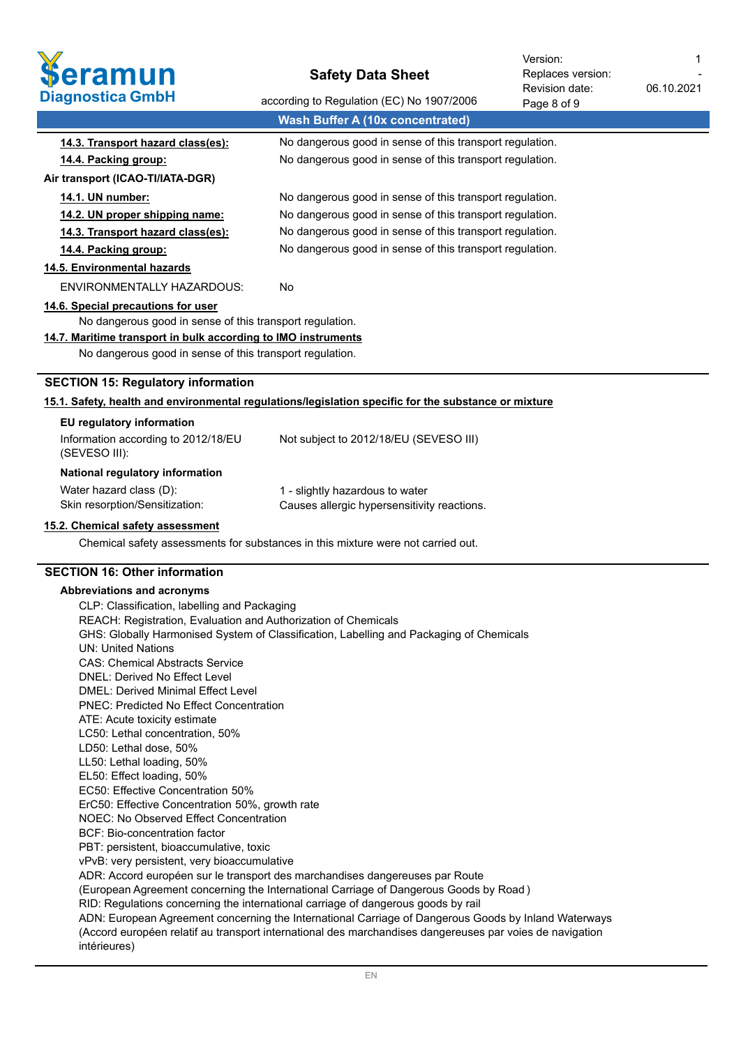| | |
|---|---|
| **14.3. Transport hazard class(es):** | No dangerous good in sense of this transport regulation. |
| **14.4. Packing group:** | No dangerous good in sense of this transport regulation. |

**Air transport (ICAO-TI/IATA-DGR)**

| | |
|---|---|
| **14.1. UN number:** | No dangerous good in sense of this transport regulation. |
| **14.2. UN proper shipping name:** | No dangerous good in sense of this transport regulation. |
| **14.3. Transport hazard class(es):** | No dangerous good in sense of this transport regulation. |
| **14.4. Packing group:** | No dangerous good in sense of this transport regulation. |

**14.5. Environmental hazards**

ENVIRONMENTALLY HAZARDOUS: No

**14.6. Special precautions for user**

No dangerous good in sense of this transport regulation.

**14.7. Maritime transport in bulk according to IMO instruments**

No dangerous good in sense of this transport regulation.

## SECTION 15: Regulatory information

**15.1. Safety, health and environmental regulations/legislation specific for the substance or mixture**

**EU regulatory information**

| | |
|---|---|
| Information according to 2012/18/EU (SEVESO III): | Not subject to 2012/18/EU (SEVESO III) |

**National regulatory information**

| | |
|---|---|
| Water hazard class (D): | 1 - slightly hazardous to water |
| Skin resorption/Sensitization: | Causes allergic hypersensitivity reactions. |

**15.2. Chemical safety assessment**

Chemical safety assessments for substances in this mixture were not carried out.

## SECTION 16: Other information

**Abbreviations and acronyms**

CLP: Classification, labelling and Packaging
REACH: Registration, Evaluation and Authorization of Chemicals
GHS: Globally Harmonised System of Classification, Labelling and Packaging of Chemicals
UN: United Nations
CAS: Chemical Abstracts Service
DNEL: Derived No Effect Level
DMEL: Derived Minimal Effect Level
PNEC: Predicted No Effect Concentration
ATE: Acute toxicity estimate
LC50: Lethal concentration, 50%
LD50: Lethal dose, 50%
LL50: Lethal loading, 50%
EL50: Effect loading, 50%
EC50: Effective Concentration 50%
ErC50: Effective Concentration 50%, growth rate
NOEC: No Observed Effect Concentration
BCF: Bio-concentration factor
PBT: persistent, bioaccumulative, toxic
vPvB: very persistent, very bioaccumulative
ADR: Accord européen sur le transport des marchandises dangereuses par Route
(European Agreement concerning the International Carriage of Dangerous Goods by Road )
RID: Regulations concerning the international carriage of dangerous goods by rail
ADN: European Agreement concerning the International Carriage of Dangerous Goods by Inland Waterways
(Accord européen relatif au transport international des marchandises dangereuses par voies de navigation intérieures)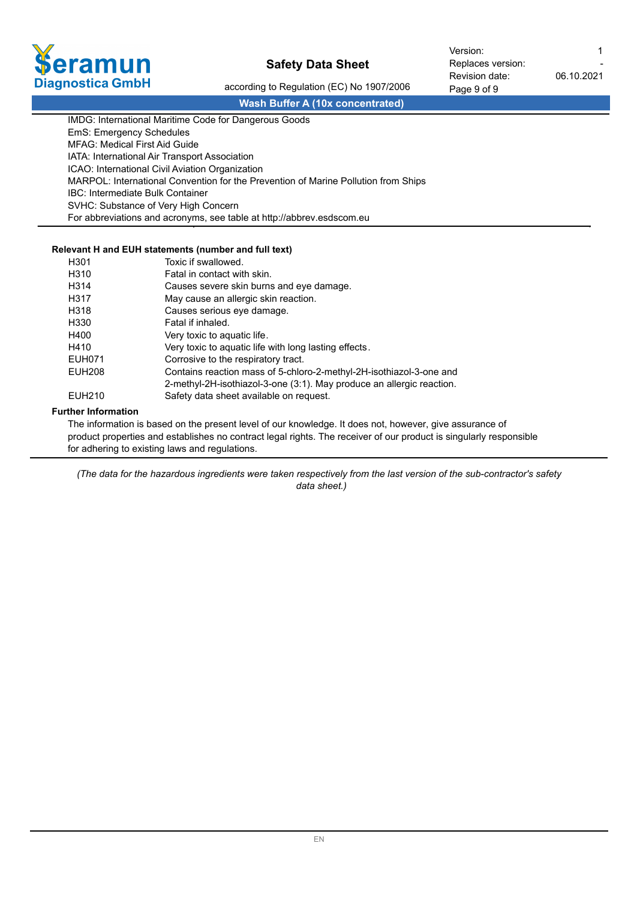IMDG: International Maritime Code for Dangerous Goods
EmS: Emergency Schedules
MFAG: Medical First Aid Guide
IATA: International Air Transport Association
ICAO: International Civil Aviation Organization
MARPOL: International Convention for the Prevention of Marine Pollution from Ships
IBC: Intermediate Bulk Container
SVHC: Substance of Very High Concern
For abbreviations and acronyms, see table at http://abbrev.esdscom.eu

**Relevant H and EUH statements (number and full text)**

| | |
|---|---|
| H301 | Toxic if swallowed. |
| H310 | Fatal in contact with skin. |
| H314 | Causes severe skin burns and eye damage. |
| H317 | May cause an allergic skin reaction. |
| H318 | Causes serious eye damage. |
| H330 | Fatal if inhaled. |
| H400 | Very toxic to aquatic life. |
| H410 | Very toxic to aquatic life with long lasting effects. |
| EUH071 | Corrosive to the respiratory tract. |
| EUH208 | Contains reaction mass of 5-chloro-2-methyl-2H-isothiazol-3-one and 2-methyl-2H-isothiazol-3-one (3:1). May produce an allergic reaction. |
| EUH210 | Safety data sheet available on request. |

**Further Information**

The information is based on the present level of our knowledge. It does not, however, give assurance of product properties and establishes no contract legal rights. The receiver of our product is singularly responsible for adhering to existing laws and regulations.

*(The data for the hazardous ingredients were taken respectively from the last version of the sub-contractor's safety data sheet.)*